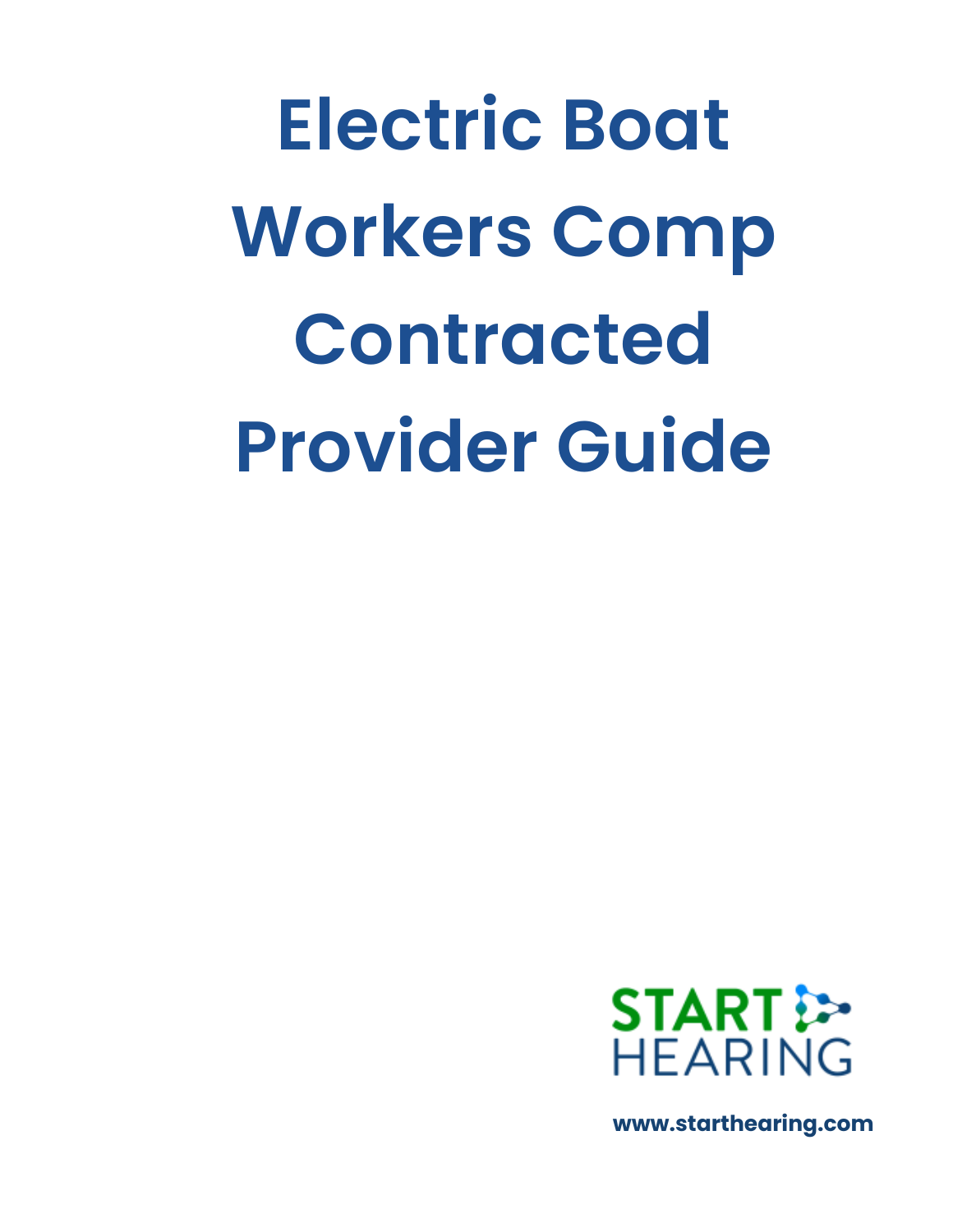# Electric Boat Workers Comp Contracted Provider Guide

START HEARING

www.starthearing.com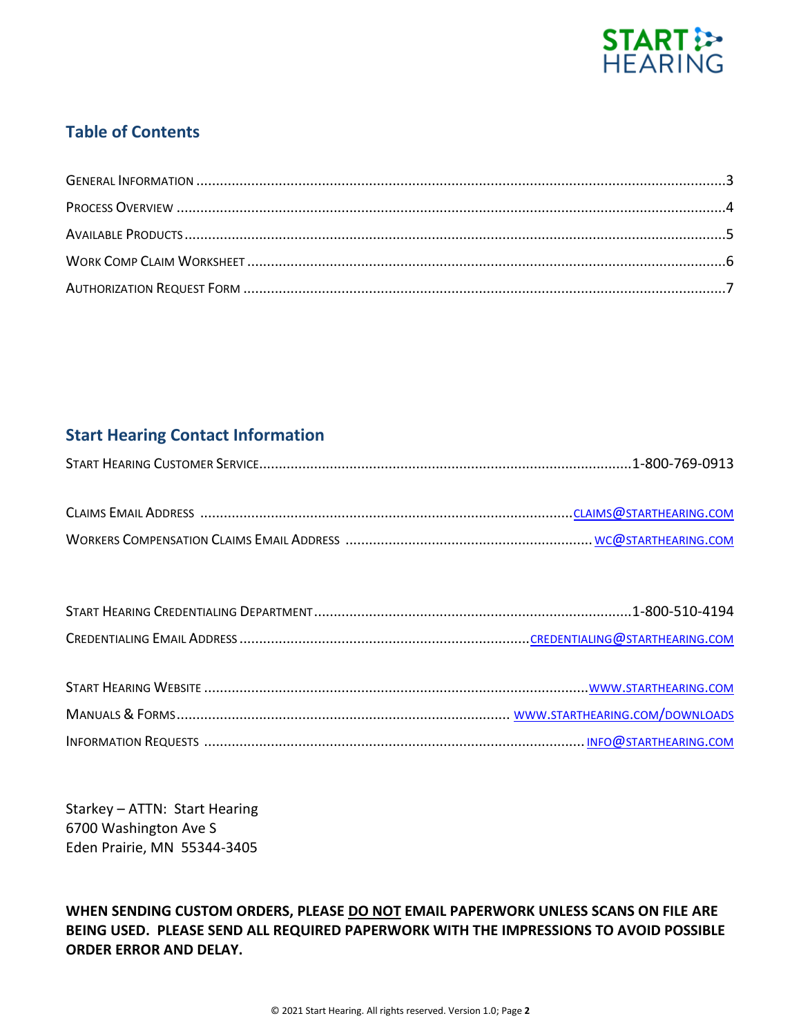## Table of Contents

| | |
|---|---|
| General Information | 3 |
| Process Overview | 4 |
| Available Products | 5 |
| Work Comp Claim Worksheet | 6 |
| Authorization Request Form | 7 |

## Start Hearing Contact Information

| | |
|---|---|
| Start Hearing Customer Service | 1-800-769-0913 |
| | |
| Claims Email Address | CLAIMS@STARTHEARING.COM |
| Workers Compensation Claims Email Address | WC@STARTHEARING.COM |
| | |
| Start Hearing Credentialing Department | 1-800-510-4194 |
| Credentialing Email Address | CREDENTIALING@STARTHEARING.COM |
| | |
| Start Hearing Website | WWW.STARTHEARING.COM |
| Manuals & Forms | WWW.STARTHEARING.COM/DOWNLOADS |
| Information Requests | INFO@STARTHEARING.COM |

Starkey – ATTN: Start Hearing
6700 Washington Ave S
Eden Prairie, MN 55344-3405

**WHEN SENDING CUSTOM ORDERS, PLEASE <u>DO NOT</u> EMAIL PAPERWORK UNLESS SCANS ON FILE ARE BEING USED. PLEASE SEND ALL REQUIRED PAPERWORK WITH THE IMPRESSIONS TO AVOID POSSIBLE ORDER ERROR AND DELAY.**

© 2021 Start Hearing. All rights reserved. Version 1.0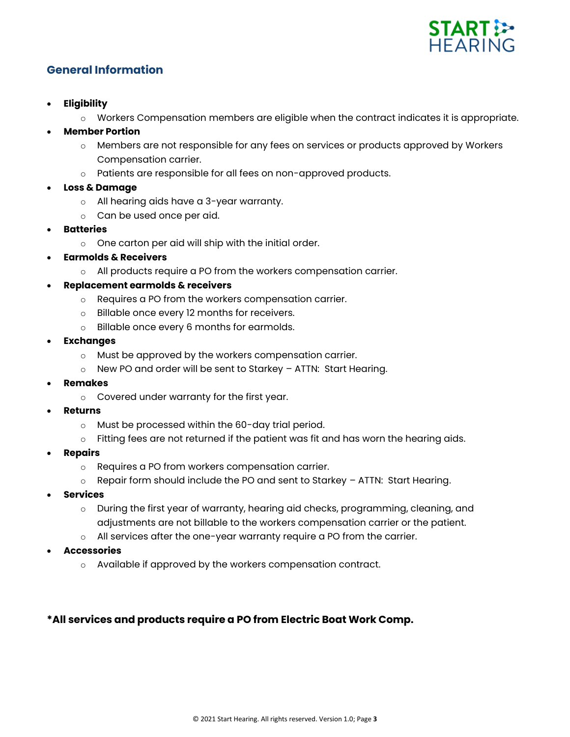## General Information

- **Eligibility**
  - Workers Compensation members are eligible when the contract indicates it is appropriate.
- **Member Portion**
  - Members are not responsible for any fees on services or products approved by Workers Compensation carrier.
  - Patients are responsible for all fees on non-approved products.
- **Loss & Damage**
  - All hearing aids have a 3-year warranty.
  - Can be used once per aid.
- **Batteries**
  - One carton per aid will ship with the initial order.
- **Earmolds & Receivers**
  - All products require a PO from the workers compensation carrier.
- **Replacement earmolds & receivers**
  - Requires a PO from the workers compensation carrier.
  - Billable once every 12 months for receivers.
  - Billable once every 6 months for earmolds.
- **Exchanges**
  - Must be approved by the workers compensation carrier.
  - New PO and order will be sent to Starkey – ATTN: Start Hearing.
- **Remakes**
  - Covered under warranty for the first year.
- **Returns**
  - Must be processed within the 60-day trial period.
  - Fitting fees are not returned if the patient was fit and has worn the hearing aids.
- **Repairs**
  - Requires a PO from workers compensation carrier.
  - Repair form should include the PO and sent to Starkey – ATTN: Start Hearing.
- **Services**
  - During the first year of warranty, hearing aid checks, programming, cleaning, and adjustments are not billable to the workers compensation carrier or the patient.
  - All services after the one-year warranty require a PO from the carrier.
- **Accessories**
  - Available if approved by the workers compensation contract.

**\*All services and products require a PO from Electric Boat Work Comp.**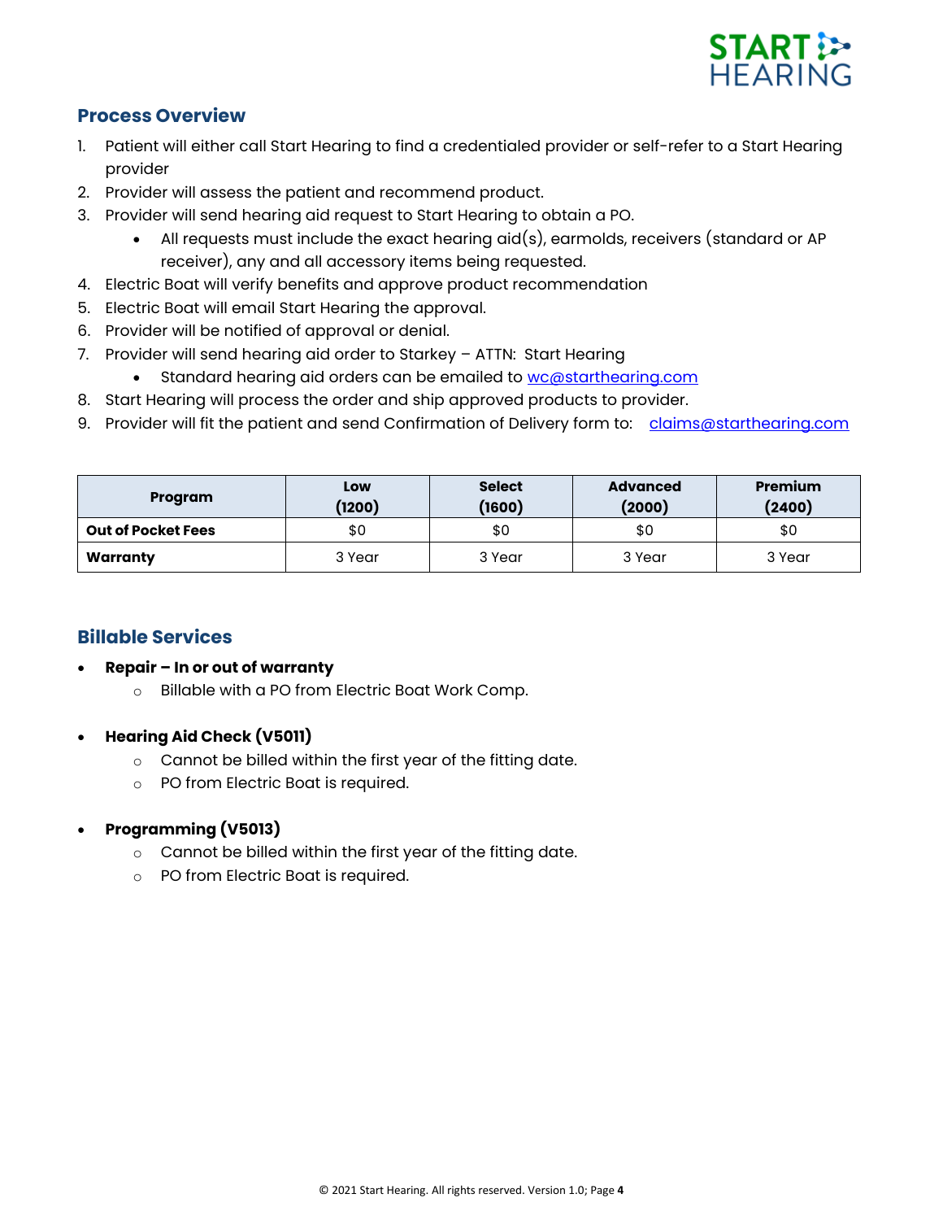## Process Overview

1. Patient will either call Start Hearing to find a credentialed provider or self-refer to a Start Hearing provider
2. Provider will assess the patient and recommend product.
3. Provider will send hearing aid request to Start Hearing to obtain a PO.
   - All requests must include the exact hearing aid(s), earmolds, receivers (standard or AP receiver), any and all accessory items being requested.
4. Electric Boat will verify benefits and approve product recommendation
5. Electric Boat will email Start Hearing the approval.
6. Provider will be notified of approval or denial.
7. Provider will send hearing aid order to Starkey – ATTN: Start Hearing
   - Standard hearing aid orders can be emailed to wc@starthearing.com
8. Start Hearing will process the order and ship approved products to provider.
9. Provider will fit the patient and send Confirmation of Delivery form to: claims@starthearing.com

| Program | Low (1200) | Select (1600) | Advanced (2000) | Premium (2400) |
|---|---|---|---|---|
| **Out of Pocket Fees** | $0 | $0 | $0 | $0 |
| **Warranty** | 3 Year | 3 Year | 3 Year | 3 Year |

## Billable Services

- **Repair – In or out of warranty**
  - Billable with a PO from Electric Boat Work Comp.
- **Hearing Aid Check (V5011)**
  - Cannot be billed within the first year of the fitting date.
  - PO from Electric Boat is required.
- **Programming (V5013)**
  - Cannot be billed within the first year of the fitting date.
  - PO from Electric Boat is required.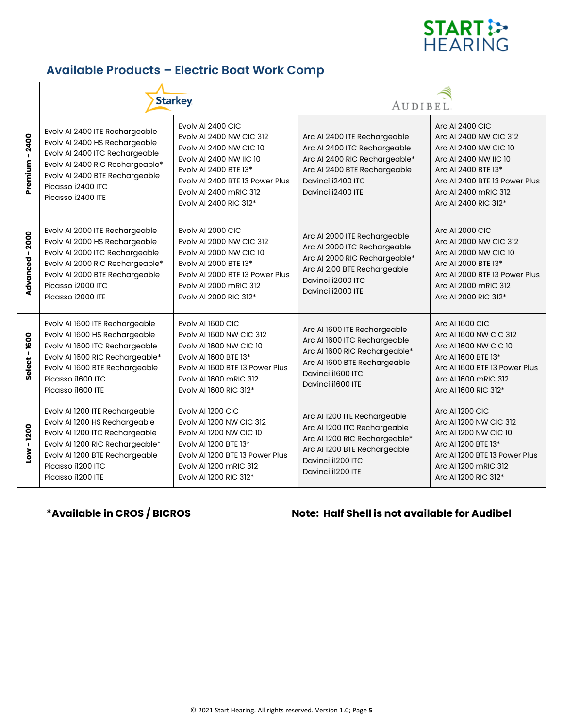## Available Products – Electric Boat Work Comp

| | Starkey | | Audibel | |
|---|---|---|---|---|
| **Premium - 2400** | Evolv AI 2400 ITE Rechargeable<br>Evolv AI 2400 HS Rechargeable<br>Evolv AI 2400 ITC Rechargeable<br>Evolv AI 2400 RIC Rechargeable*<br>Evolv AI 2400 BTE Rechargeable<br>Picasso i2400 ITC<br>Picasso i2400 ITE | Evolv AI 2400 CIC<br>Evolv AI 2400 NW CIC 312<br>Evolv AI 2400 NW CIC 10<br>Evolv AI 2400 NW IIC 10<br>Evolv AI 2400 BTE 13*<br>Evolv AI 2400 BTE 13 Power Plus<br>Evolv AI 2400 mRIC 312<br>Evolv AI 2400 RIC 312* | Arc AI 2400 ITE Rechargeable<br>Arc AI 2400 ITC Rechargeable<br>Arc AI 2400 RIC Rechargeable*<br>Arc AI 2400 BTE Rechargeable<br>Davinci i2400 ITC<br>Davinci i2400 ITE | Arc AI 2400 CIC<br>Arc AI 2400 NW CIC 312<br>Arc AI 2400 NW CIC 10<br>Arc AI 2400 NW IIC 10<br>Arc AI 2400 BTE 13*<br>Arc AI 2400 BTE 13 Power Plus<br>Arc AI 2400 mRIC 312<br>Arc AI 2400 RIC 312* |
| **Advanced - 2000** | Evolv AI 2000 ITE Rechargeable<br>Evolv AI 2000 HS Rechargeable<br>Evolv AI 2000 ITC Rechargeable<br>Evolv AI 2000 RIC Rechargeable*<br>Evolv AI 2000 BTE Rechargeable<br>Picasso i2000 ITC<br>Picasso i2000 ITE | Evolv AI 2000 CIC<br>Evolv AI 2000 NW CIC 312<br>Evolv AI 2000 NW CIC 10<br>Evolv AI 2000 BTE 13*<br>Evolv AI 2000 BTE 13 Power Plus<br>Evolv AI 2000 mRIC 312<br>Evolv AI 2000 RIC 312* | Arc AI 2000 ITE Rechargeable<br>Arc AI 2000 ITC Rechargeable<br>Arc AI 2000 RIC Rechargeable*<br>Arc AI 2.00 BTE Rechargeable<br>Davinci i2000 ITC<br>Davinci i2000 ITE | Arc AI 2000 CIC<br>Arc AI 2000 NW CIC 312<br>Arc AI 2000 NW CIC 10<br>Arc AI 2000 BTE 13*<br>Arc AI 2000 BTE 13 Power Plus<br>Arc AI 2000 mRIC 312<br>Arc AI 2000 RIC 312* |
| **Select - 1600** | Evolv AI 1600 ITE Rechargeable<br>Evolv AI 1600 HS Rechargeable<br>Evolv AI 1600 ITC Rechargeable<br>Evolv AI 1600 RIC Rechargeable*<br>Evolv AI 1600 BTE Rechargeable<br>Picasso i1600 ITC<br>Picasso i1600 ITE | Evolv AI 1600 CIC<br>Evolv AI 1600 NW CIC 312<br>Evolv AI 1600 NW CIC 10<br>Evolv AI 1600 BTE 13*<br>Evolv AI 1600 BTE 13 Power Plus<br>Evolv AI 1600 mRIC 312<br>Evolv AI 1600 RIC 312* | Arc AI 1600 ITE Rechargeable<br>Arc AI 1600 ITC Rechargeable<br>Arc AI 1600 RIC Rechargeable*<br>Arc AI 1600 BTE Rechargeable<br>Davinci i1600 ITC<br>Davinci i1600 ITE | Arc AI 1600 CIC<br>Arc AI 1600 NW CIC 312<br>Arc AI 1600 NW CIC 10<br>Arc AI 1600 BTE 13*<br>Arc AI 1600 BTE 13 Power Plus<br>Arc AI 1600 mRIC 312<br>Arc AI 1600 RIC 312* |
| **Low - 1200** | Evolv AI 1200 ITE Rechargeable<br>Evolv AI 1200 HS Rechargeable<br>Evolv AI 1200 ITC Rechargeable<br>Evolv AI 1200 RIC Rechargeable*<br>Evolv AI 1200 BTE Rechargeable<br>Picasso i1200 ITC<br>Picasso i1200 ITE | Evolv AI 1200 CIC<br>Evolv AI 1200 NW CIC 312<br>Evolv AI 1200 NW CIC 10<br>Evolv AI 1200 BTE 13*<br>Evolv AI 1200 BTE 13 Power Plus<br>Evolv AI 1200 mRIC 312<br>Evolv AI 1200 RIC 312* | Arc AI 1200 ITE Rechargeable<br>Arc AI 1200 ITC Rechargeable<br>Arc AI 1200 RIC Rechargeable*<br>Arc AI 1200 BTE Rechargeable<br>Davinci i1200 ITC<br>Davinci i1200 ITE | Arc AI 1200 CIC<br>Arc AI 1200 NW CIC 312<br>Arc AI 1200 NW CIC 10<br>Arc AI 1200 BTE 13*<br>Arc AI 1200 BTE 13 Power Plus<br>Arc AI 1200 mRIC 312<br>Arc AI 1200 RIC 312* |

**\*Available in CROS / BICROS**

**Note: Half Shell is not available for Audibel**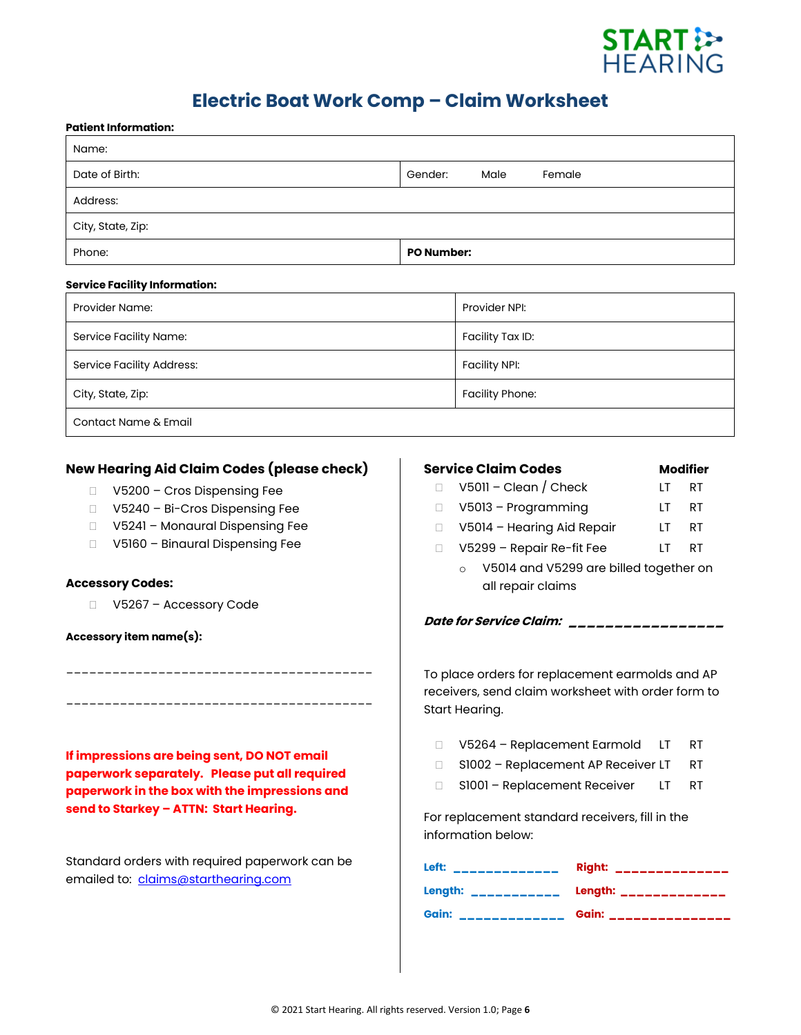START HEARING

# Electric Boat Work Comp – Claim Worksheet

**Patient Information:**

| | |
|---|---|
| Name: | |
| Date of Birth: | Gender: Male Female |
| Address: | |
| City, State, Zip: | |
| Phone: | **PO Number:** |

**Service Facility Information:**

| | |
|---|---|
| Provider Name: | Provider NPI: |
| Service Facility Name: | Facility Tax ID: |
| Service Facility Address: | Facility NPI: |
| City, State, Zip: | Facility Phone: |
| Contact Name & Email | |

## New Hearing Aid Claim Codes (please check)

- ☐ V5200 – Cros Dispensing Fee
- ☐ V5240 – Bi-Cros Dispensing Fee
- ☐ V5241 – Monaural Dispensing Fee
- ☐ V5160 – Binaural Dispensing Fee

**Accessory Codes:**

- ☐ V5267 – Accessory Code

**Accessory item name(s):**

_______________________________________

_______________________________________

**If impressions are being sent, DO NOT email paperwork separately. Please put all required paperwork in the box with the impressions and send to Starkey – ATTN: Start Hearing.**

Standard orders with required paperwork can be emailed to: [claims@starthearing.com](mailto:claims@starthearing.com)

## Service Claim Codes

| Service Claim Codes | Modifier | |
|---|---|---|
| ☐ V5011 – Clean / Check | LT | RT |
| ☐ V5013 – Programming | LT | RT |
| ☐ V5014 – Hearing Aid Repair | LT | RT |
| ☐ V5299 – Repair Re-fit Fee | LT | RT |

- V5014 and V5299 are billed together on all repair claims

***Date for Service Claim:*** _________________

To place orders for replacement earmolds and AP receivers, send claim worksheet with order form to Start Hearing.

| | | |
|---|---|---|
| ☐ V5264 – Replacement Earmold | LT | RT |
| ☐ S1002 – Replacement AP Receiver | LT | RT |
| ☐ S1001 – Replacement Receiver | LT | RT |

For replacement standard receivers, fill in the information below:

**Left:** _____________ **Right:** ______________

**Length:** ___________ **Length:** _____________

**Gain:** _____________ **Gain:** _______________

© 2021 Start Hearing. All rights reserved. Version 1.0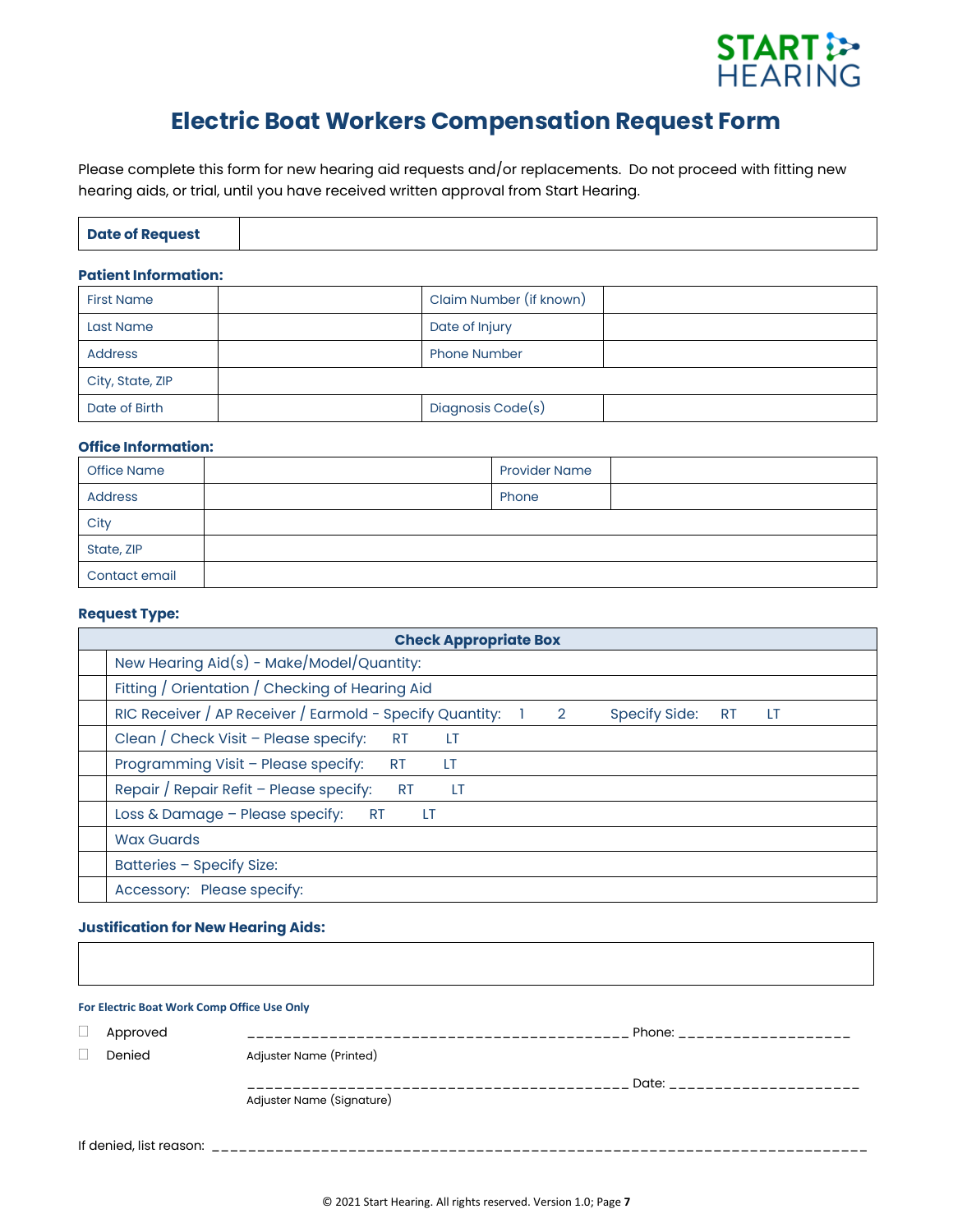# Electric Boat Workers Compensation Request Form

Please complete this form for new hearing aid requests and/or replacements. Do not proceed with fitting new hearing aids, or trial, until you have received written approval from Start Hearing.

| | |
|---|---|
| **Date of Request** | |

### Patient Information:

| | | | |
|---|---|---|---|
| First Name | | Claim Number (if known) | |
| Last Name | | Date of Injury | |
| Address | | Phone Number | |
| City, State, ZIP | | | |
| Date of Birth | | Diagnosis Code(s) | |

### Office Information:

| | | | |
|---|---|---|---|
| Office Name | | Provider Name | |
| Address | | Phone | |
| City | | | |
| State, ZIP | | | |
| Contact email | | | |

### Request Type:

| | **Check Appropriate Box** |
|---|---|
| | New Hearing Aid(s) - Make/Model/Quantity: |
| | Fitting / Orientation / Checking of Hearing Aid |
| | RIC Receiver / AP Receiver / Earmold - Specify Quantity: 1 2 Specify Side: RT LT |
| | Clean / Check Visit – Please specify: RT LT |
| | Programming Visit – Please specify: RT LT |
| | Repair / Repair Refit – Please specify: RT LT |
| | Loss & Damage – Please specify: RT LT |
| | Wax Guards |
| | Batteries – Specify Size: |
| | Accessory: Please specify: |

### Justification for New Hearing Aids:

| |
|---|
| |

**For Electric Boat Work Comp Office Use Only**

☐ Approved ________________________________________ Phone: ____________________

☐ Denied Adjuster Name (Printed)

________________________________________ Date: ____________________

Adjuster Name (Signature)

If denied, list reason: ______________________________________________________________________